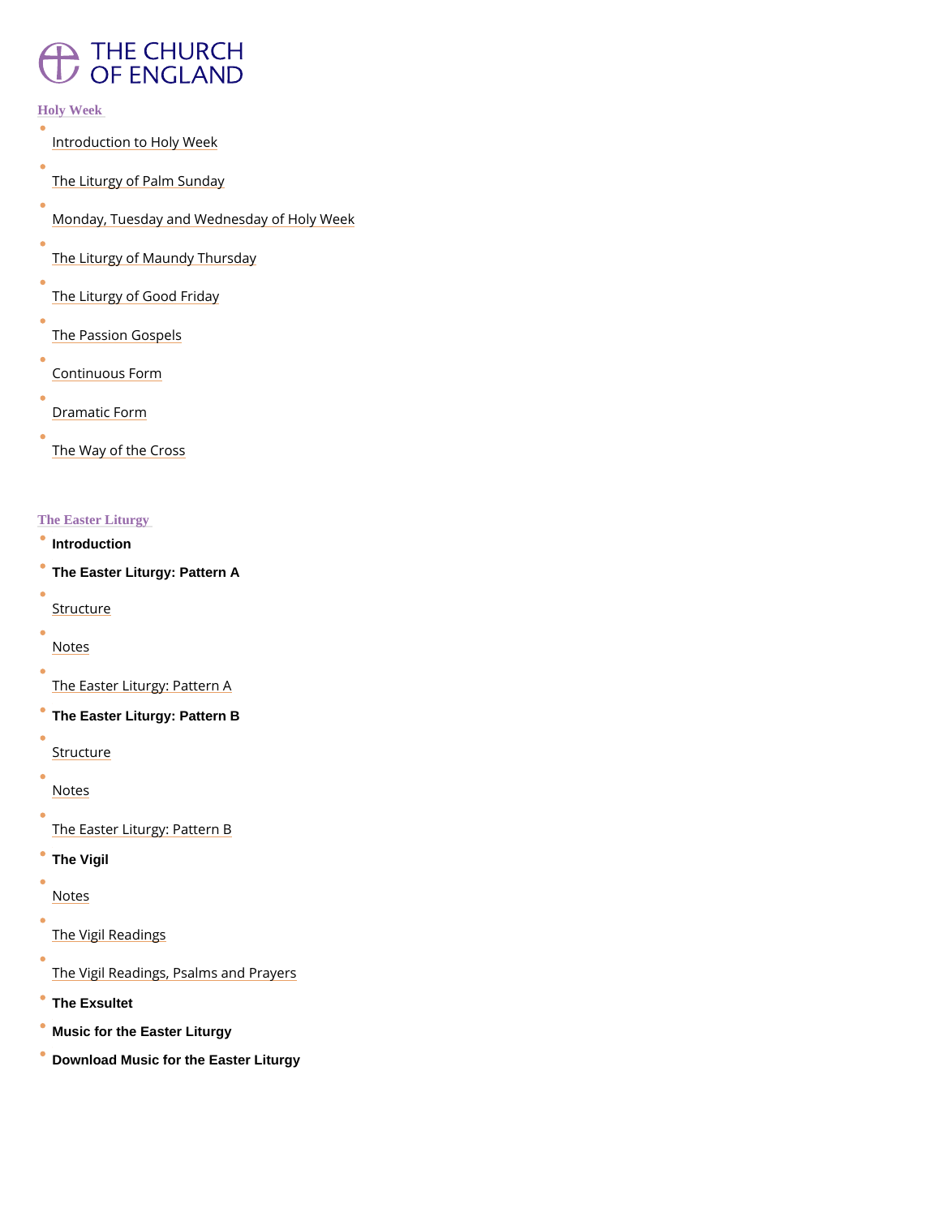THE CHURCH OF ENGLAND

## Holy Week

- Introduction to Holy Week
- The Liturgy of Palm Sunday
- Monday, Tuesday and Wednesday of Holy Week
- The Liturgy of Maundy Thursday
- The Liturgy of Good Friday
- The Passion Gospels
- Continuous Form
- Dramatic Form
- The Way of the Cross

## The Easter Liturgy

- **Introduction**
- **The Easter Liturgy: Pattern A**
- Structure
- Notes
- The Easter Liturgy: Pattern A
- **The Easter Liturgy: Pattern B**
- Structure
- Notes
- The Easter Liturgy: Pattern B
- **The Vigil**
- Notes
- The Vigil Readings
- The Vigil Readings, Psalms and Prayers
- **The Exsultet**
- **Music for the Easter Liturgy**
- **Download Music for the Easter Liturgy**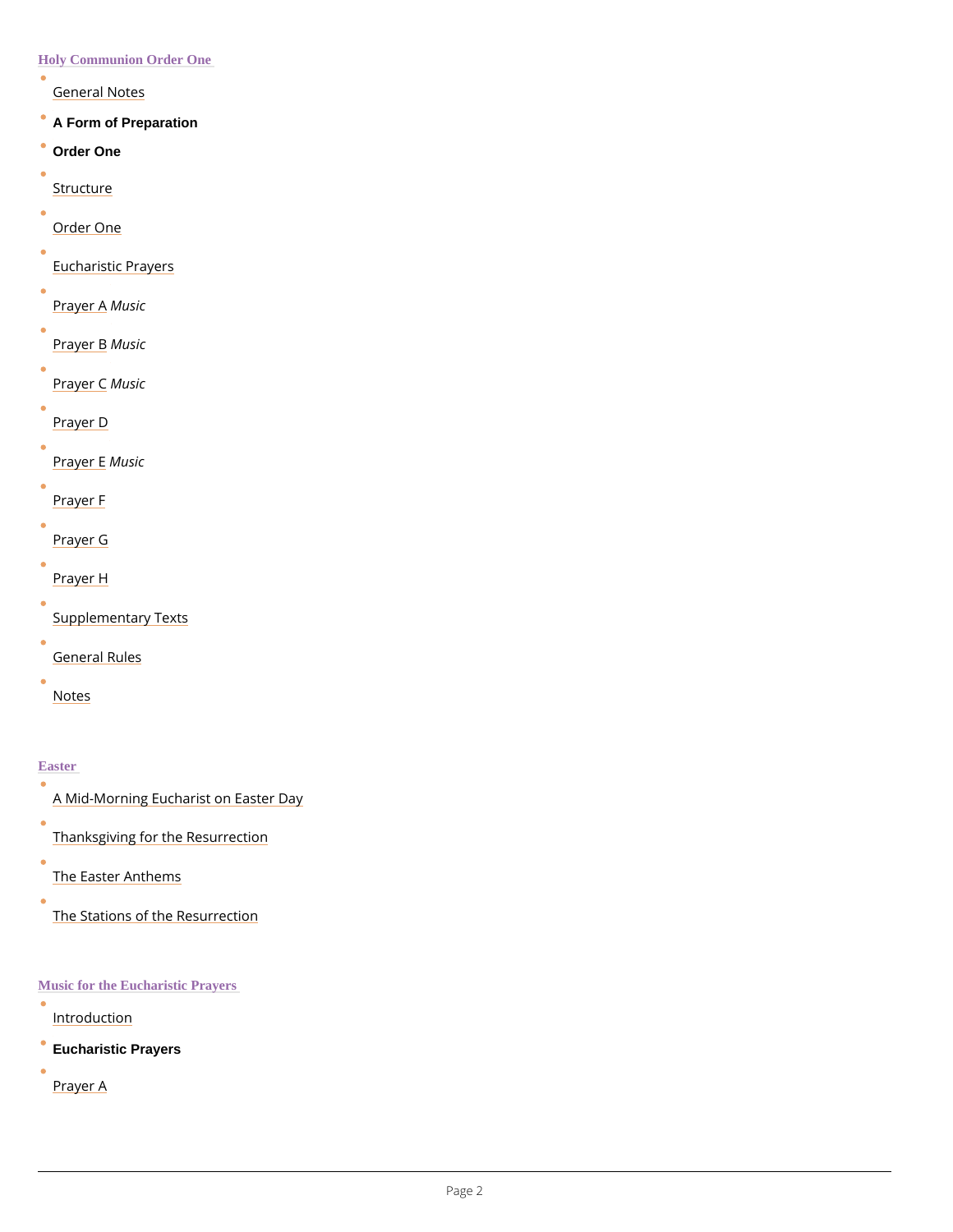## Holy Communion Order One

- General Notes
- **A Form of Preparation**
- **Order One**
- Structure
- Order One
- Eucharistic Prayers
- Prayer A *Music*
- Prayer B *Music*
- Prayer C *Music*
- Prayer D
- Prayer E *Music*
- Prayer F
- Prayer G
- Prayer H
- Supplementary Texts
- General Rules
- Notes

## Easter

- A Mid-Morning Eucharist on Easter Day
- Thanksgiving for the Resurrection
- The Easter Anthems
- The Stations of the Resurrection

## Music for the Eucharistic Prayers

- Introduction
- **Eucharistic Prayers**
- Prayer A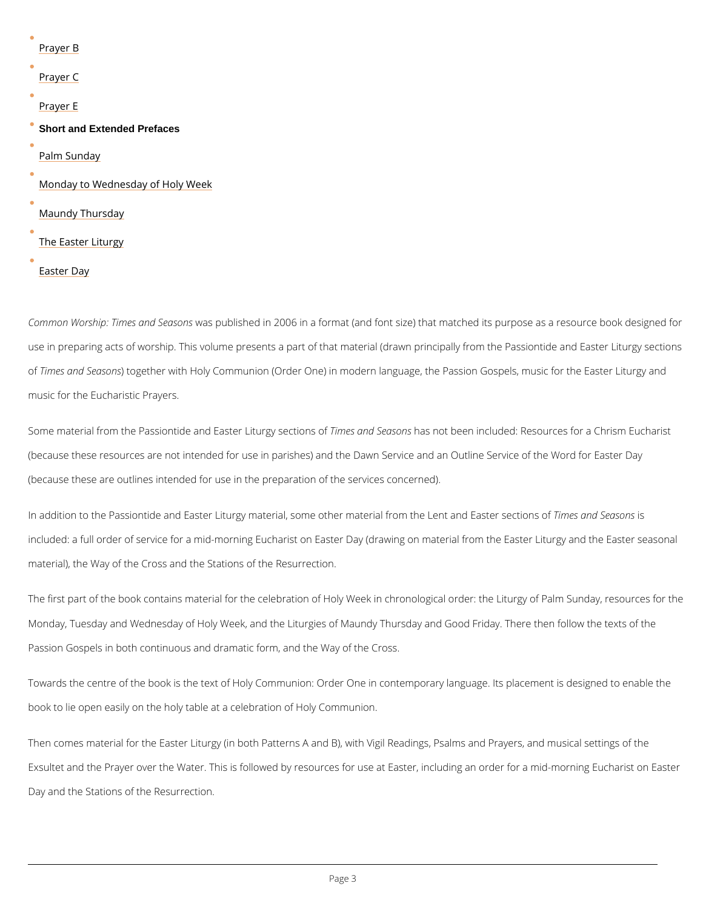- Prayer B
- Prayer C
- Prayer E
- **Short and Extended Prefaces**
- Palm Sunday
- Monday to Wednesday of Holy Week
- Maundy Thursday
- The Easter Liturgy
- Easter Day

*Common Worship: Times and Seasons* was published in 2006 in a format (and font size) that matched its purpose as a resource book designed for use in preparing acts of worship. This volume presents a part of that material (drawn principally from the Passiontide and Easter Liturgy sections of *Times and Seasons*) together with Holy Communion (Order One) in modern language, the Passion Gospels, music for the Easter Liturgy and music for the Eucharistic Prayers.

Some material from the Passiontide and Easter Liturgy sections of *Times and Seasons* has not been included: Resources for a Chrism Eucharist (because these resources are not intended for use in parishes) and the Dawn Service and an Outline Service of the Word for Easter Day (because these are outlines intended for use in the preparation of the services concerned).

In addition to the Passiontide and Easter Liturgy material, some other material from the Lent and Easter sections of *Times and Seasons* is included: a full order of service for a mid-morning Eucharist on Easter Day (drawing on material from the Easter Liturgy and the Easter seasonal material), the Way of the Cross and the Stations of the Resurrection.

The first part of the book contains material for the celebration of Holy Week in chronological order: the Liturgy of Palm Sunday, resources for the Monday, Tuesday and Wednesday of Holy Week, and the Liturgies of Maundy Thursday and Good Friday. There then follow the texts of the Passion Gospels in both continuous and dramatic form, and the Way of the Cross.

Towards the centre of the book is the text of Holy Communion: Order One in contemporary language. Its placement is designed to enable the book to lie open easily on the holy table at a celebration of Holy Communion.

Then comes material for the Easter Liturgy (in both Patterns A and B), with Vigil Readings, Psalms and Prayers, and musical settings of the Exsultet and the Prayer over the Water. This is followed by resources for use at Easter, including an order for a mid-morning Eucharist on Easter Day and the Stations of the Resurrection.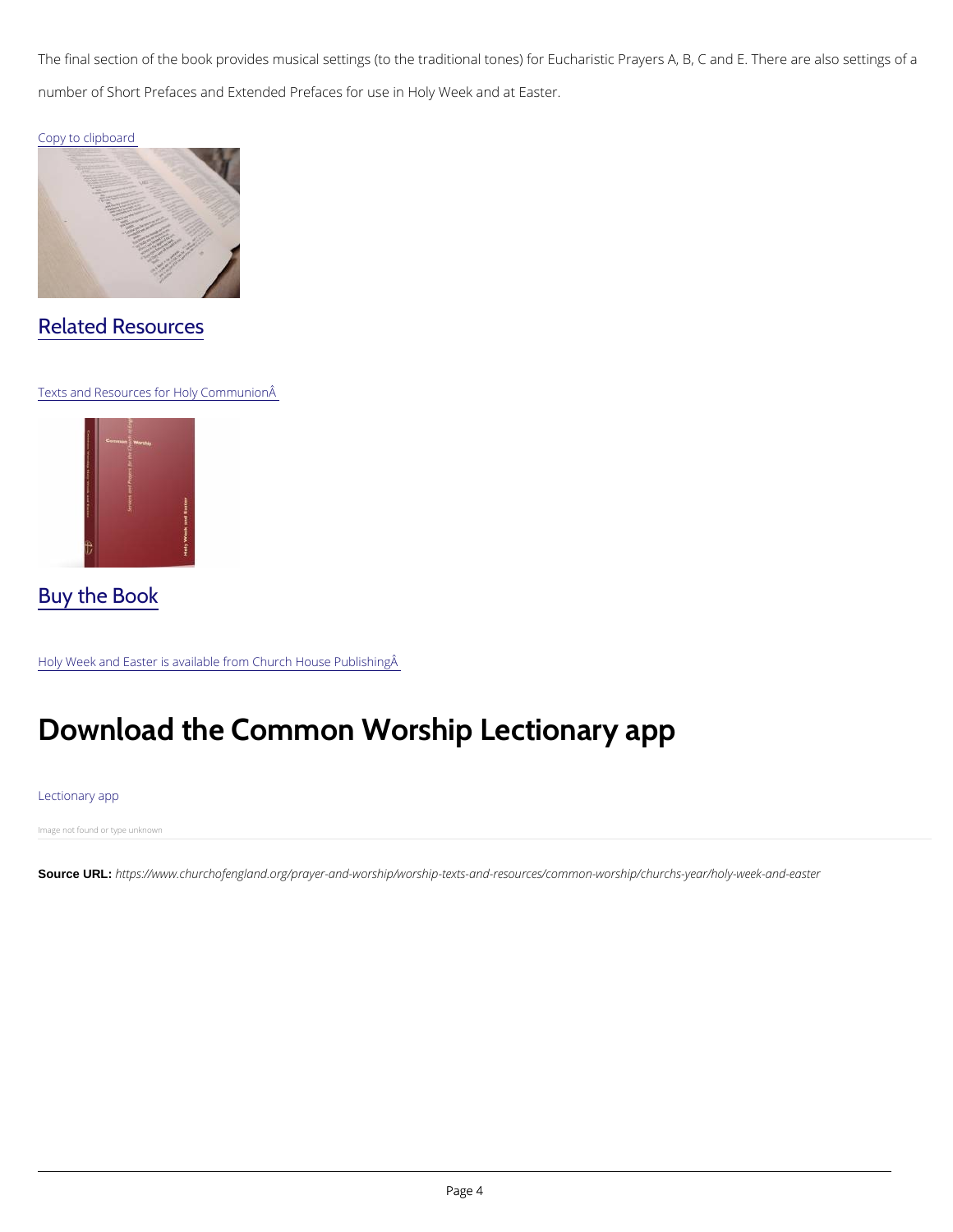The final section of the book provides musical settings (to the traditional tones) for Eucharistic Prayers A, B, C and E. There are also settings of a number of Short Prefaces and Extended Prefaces for use in Holy Week and at Easter.

Copy to clipboard

## Related Resources

Texts and Resources for Holy CommunionÂ

## Buy the Book

Holy Week and Easter is available from Church House PublishingÂ

# Download the Common Worship Lectionary app

Lectionary app

Image not found or type unknown

**Source URL:** *https://www.churchofengland.org/prayer-and-worship/worship-texts-and-resources/common-worship/churchs-year/holy-week-and-easter*